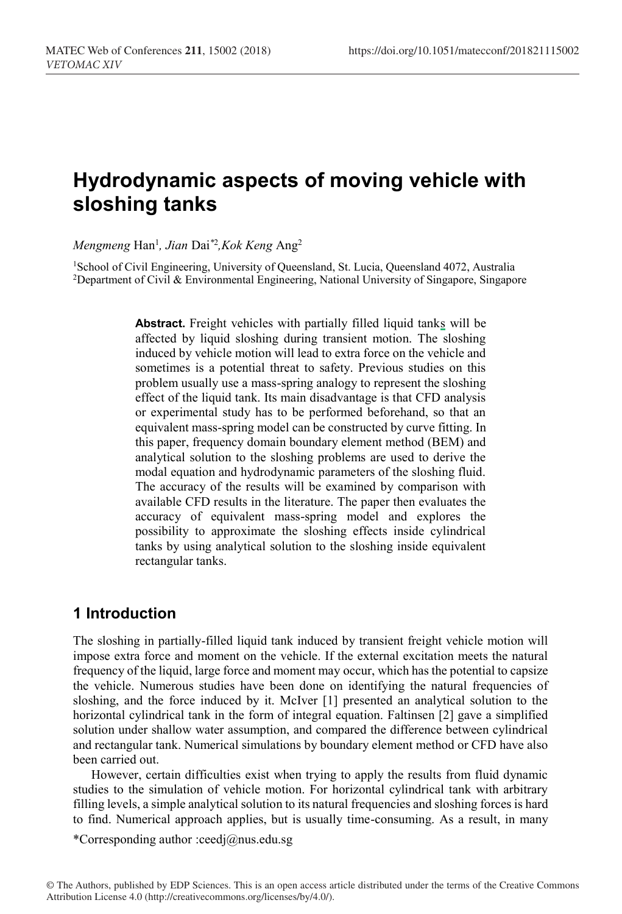# Hydrodynamic aspects of moving vehicle with sloshing tanks

*Mengmeng* Han[1], *Jian* Dai*[2], *Kok Keng* Ang[2]

[1]School of Civil Engineering, University of Queensland, St. Lucia, Queensland 4072, Australia
[2]Department of Civil & Environmental Engineering, National University of Singapore, Singapore

**Abstract.** Freight vehicles with partially filled liquid tanks will be affected by liquid sloshing during transient motion. The sloshing induced by vehicle motion will lead to extra force on the vehicle and sometimes is a potential threat to safety. Previous studies on this problem usually use a mass-spring analogy to represent the sloshing effect of the liquid tank. Its main disadvantage is that CFD analysis or experimental study has to be performed beforehand, so that an equivalent mass-spring model can be constructed by curve fitting. In this paper, frequency domain boundary element method (BEM) and analytical solution to the sloshing problems are used to derive the modal equation and hydrodynamic parameters of the sloshing fluid. The accuracy of the results will be examined by comparison with available CFD results in the literature. The paper then evaluates the accuracy of equivalent mass-spring model and explores the possibility to approximate the sloshing effects inside cylindrical tanks by using analytical solution to the sloshing inside equivalent rectangular tanks.

## 1 Introduction

The sloshing in partially-filled liquid tank induced by transient freight vehicle motion will impose extra force and moment on the vehicle. If the external excitation meets the natural frequency of the liquid, large force and moment may occur, which has the potential to capsize the vehicle. Numerous studies have been done on identifying the natural frequencies of sloshing, and the force induced by it. McIver [1] presented an analytical solution to the horizontal cylindrical tank in the form of integral equation. Faltinsen [2] gave a simplified solution under shallow water assumption, and compared the difference between cylindrical and rectangular tank. Numerical simulations by boundary element method or CFD have also been carried out.

However, certain difficulties exist when trying to apply the results from fluid dynamic studies to the simulation of vehicle motion. For horizontal cylindrical tank with arbitrary filling levels, a simple analytical solution to its natural frequencies and sloshing forces is hard to find. Numerical approach applies, but is usually time-consuming. As a result, in many

*Corresponding author :ceedj@nus.edu.sg

© The Authors, published by EDP Sciences. This is an open access article distributed under the terms of the Creative Commons Attribution License 4.0 (http://creativecommons.org/licenses/by/4.0/).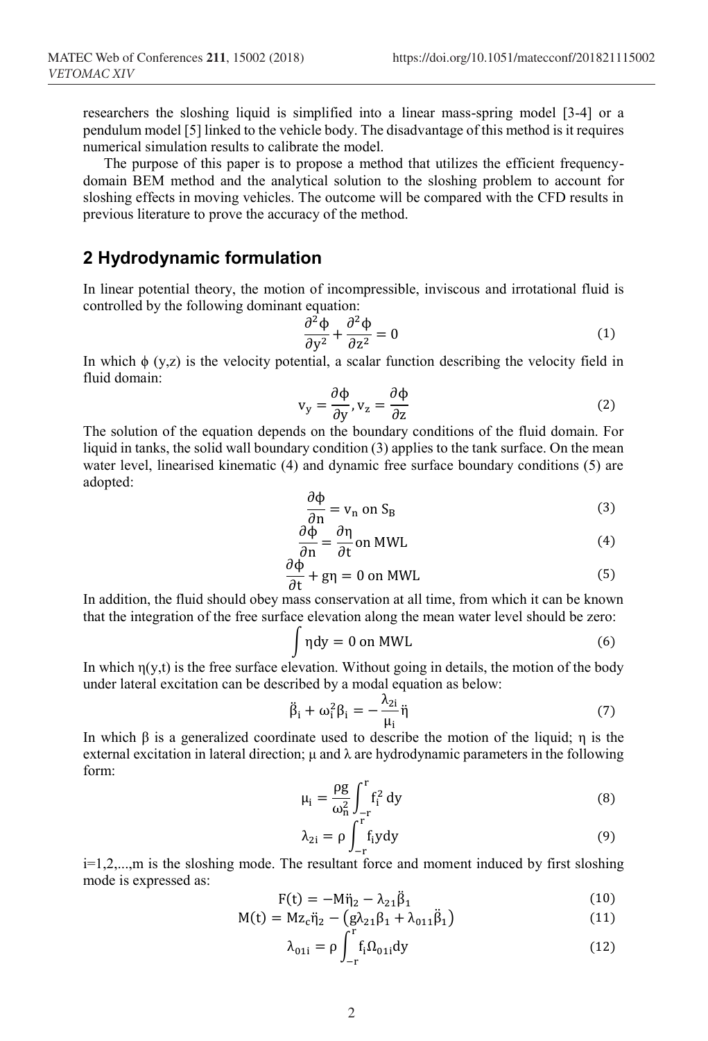researchers the sloshing liquid is simplified into a linear mass-spring model [3-4] or a pendulum model [5] linked to the vehicle body. The disadvantage of this method is it requires numerical simulation results to calibrate the model.

The purpose of this paper is to propose a method that utilizes the efficient frequency-domain BEM method and the analytical solution to the sloshing problem to account for sloshing effects in moving vehicles. The outcome will be compared with the CFD results in previous literature to prove the accuracy of the method.

## 2 Hydrodynamic formulation

In linear potential theory, the motion of incompressible, inviscous and irrotational fluid is controlled by the following dominant equation:

$$\frac{\partial^2 \phi}{\partial y^2} + \frac{\partial^2 \phi}{\partial z^2} = 0 \tag{1}$$

In which $\phi$ (y,z) is the velocity potential, a scalar function describing the velocity field in fluid domain:

$$v_y = \frac{\partial \phi}{\partial y}, v_z = \frac{\partial \phi}{\partial z} \tag{2}$$

The solution of the equation depends on the boundary conditions of the fluid domain. For liquid in tanks, the solid wall boundary condition (3) applies to the tank surface. On the mean water level, linearised kinematic (4) and dynamic free surface boundary conditions (5) are adopted:

$$\frac{\partial \phi}{\partial n} = v_n \text{ on } S_B \tag{3}$$

$$\frac{\partial \phi}{\partial n} = \frac{\partial \eta}{\partial t} \text{ on MWL} \tag{4}$$

$$\frac{\partial \phi}{\partial t} + g\eta = 0 \text{ on MWL} \tag{5}$$

In addition, the fluid should obey mass conservation at all time, from which it can be known that the integration of the free surface elevation along the mean water level should be zero:

$$\int \eta dy = 0 \text{ on MWL} \tag{6}$$

In which $\eta(y,t)$ is the free surface elevation. Without going in details, the motion of the body under lateral excitation can be described by a modal equation as below:

$$\ddot{\beta}_i + \omega_i^2 \beta_i = -\frac{\lambda_{2i}}{\mu_i} \ddot{\eta} \tag{7}$$

In which $\beta$ is a generalized coordinate used to describe the motion of the liquid; $\eta$ is the external excitation in lateral direction; $\mu$ and $\lambda$ are hydrodynamic parameters in the following form:

$$\mu_i = \frac{\rho g}{\omega_n^2} \int_{-r}^{r} f_i^2 \, dy \tag{8}$$

$$\lambda_{2i} = \rho \int_{-r}^{r} f_i y dy \tag{9}$$

i=1,2,...,m is the sloshing mode. The resultant force and moment induced by first sloshing mode is expressed as:

$$F(t) = -M\ddot{\eta}_2 - \lambda_{21}\ddot{\beta}_1 \tag{10}$$

$$M(t) = Mz_c\ddot{\eta}_2 - \left(g\lambda_{21}\beta_1 + \lambda_{011}\ddot{\beta}_1\right) \tag{11}$$

$$\lambda_{01i} = \rho \int_{-r}^{r} f_i \Omega_{01i} dy \tag{12}$$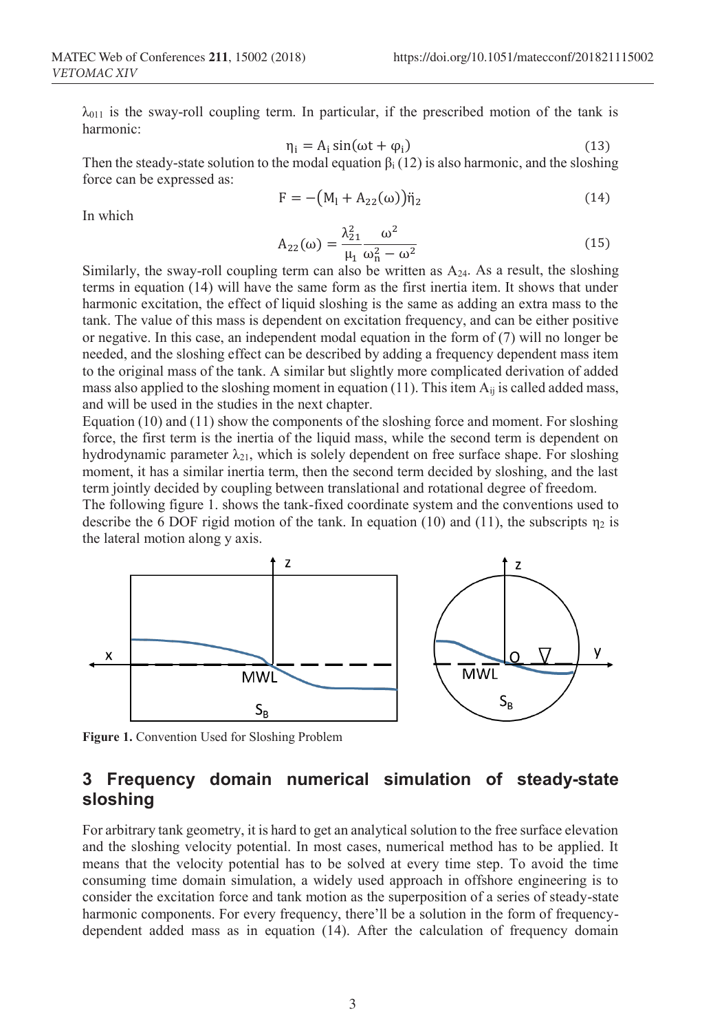$\lambda_{011}$ is the sway-roll coupling term. In particular, if the prescribed motion of the tank is harmonic:

$$\eta_i = A_i \sin(\omega t + \varphi_i) \tag{13}$$

Then the steady-state solution to the modal equation $\beta_i$ (12) is also harmonic, and the sloshing force can be expressed as:

$$F = -\left(M_l + A_{22}(\omega)\right)\ddot{\eta}_2 \tag{14}$$

In which

$$A_{22}(\omega) = \frac{\lambda_{21}^2}{\mu_1}\frac{\omega^2}{\omega_n^2 - \omega^2} \tag{15}$$

Similarly, the sway-roll coupling term can also be written as $A_{24}$. As a result, the sloshing terms in equation (14) will have the same form as the first inertia item. It shows that under harmonic excitation, the effect of liquid sloshing is the same as adding an extra mass to the tank. The value of this mass is dependent on excitation frequency, and can be either positive or negative. In this case, an independent modal equation in the form of (7) will no longer be needed, and the sloshing effect can be described by adding a frequency dependent mass item to the original mass of the tank. A similar but slightly more complicated derivation of added mass also applied to the sloshing moment in equation (11). This item $A_{ij}$ is called added mass, and will be used in the studies in the next chapter.

Equation (10) and (11) show the components of the sloshing force and moment. For sloshing force, the first term is the inertia of the liquid mass, while the second term is dependent on hydrodynamic parameter $\lambda_{21}$, which is solely dependent on free surface shape. For sloshing moment, it has a similar inertia term, then the second term decided by sloshing, and the last term jointly decided by coupling between translational and rotational degree of freedom.

The following figure 1. shows the tank-fixed coordinate system and the conventions used to describe the 6 DOF rigid motion of the tank. In equation (10) and (11), the subscripts $\eta_2$ is the lateral motion along y axis.

**Figure 1.** Convention Used for Sloshing Problem

## 3 Frequency domain numerical simulation of steady-state sloshing

For arbitrary tank geometry, it is hard to get an analytical solution to the free surface elevation and the sloshing velocity potential. In most cases, numerical method has to be applied. It means that the velocity potential has to be solved at every time step. To avoid the time consuming time domain simulation, a widely used approach in offshore engineering is to consider the excitation force and tank motion as the superposition of a series of steady-state harmonic components. For every frequency, there'll be a solution in the form of frequency-dependent added mass as in equation (14). After the calculation of frequency domain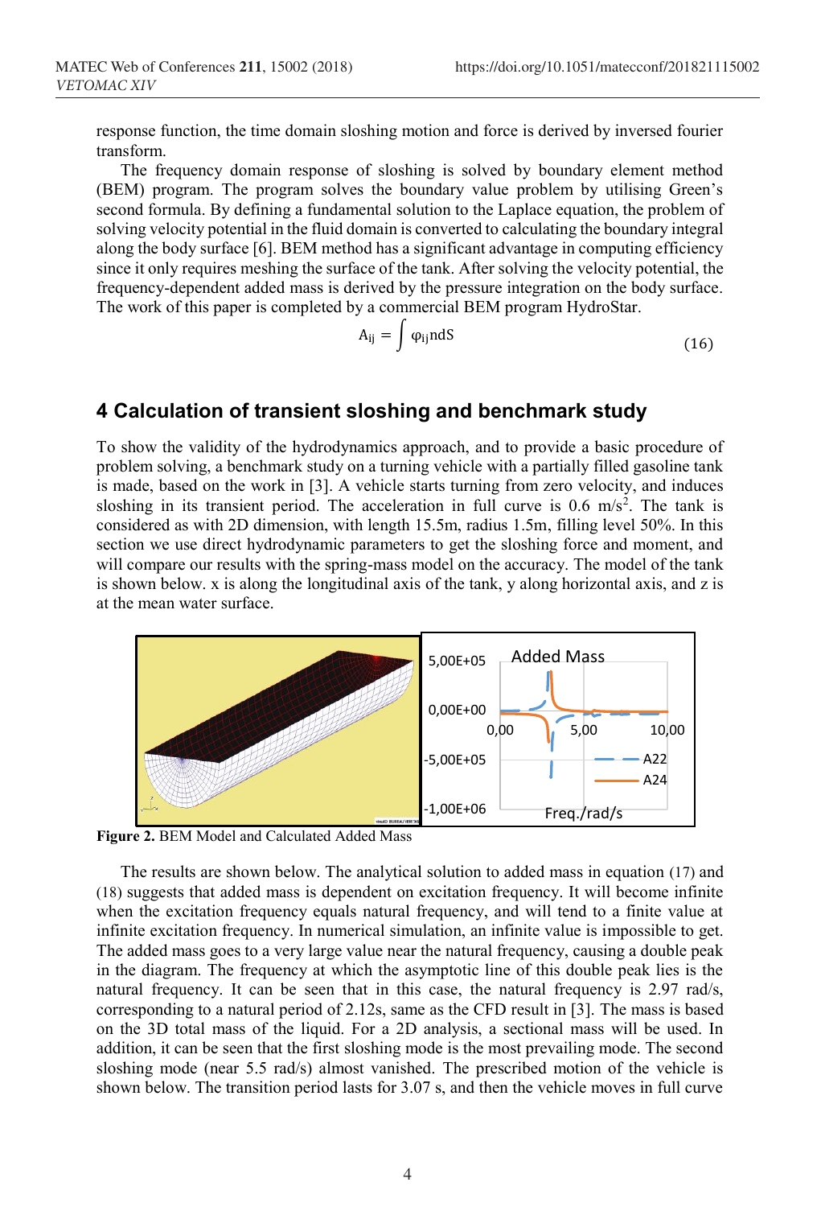response function, the time domain sloshing motion and force is derived by inversed fourier transform.

The frequency domain response of sloshing is solved by boundary element method (BEM) program. The program solves the boundary value problem by utilising Green's second formula. By defining a fundamental solution to the Laplace equation, the problem of solving velocity potential in the fluid domain is converted to calculating the boundary integral along the body surface [6]. BEM method has a significant advantage in computing efficiency since it only requires meshing the surface of the tank. After solving the velocity potential, the frequency-dependent added mass is derived by the pressure integration on the body surface. The work of this paper is completed by a commercial BEM program HydroStar.

$$A_{ij} = \int \varphi_{ij} n dS \tag{16}$$

## 4 Calculation of transient sloshing and benchmark study

To show the validity of the hydrodynamics approach, and to provide a basic procedure of problem solving, a benchmark study on a turning vehicle with a partially filled gasoline tank is made, based on the work in [3]. A vehicle starts turning from zero velocity, and induces sloshing in its transient period. The acceleration in full curve is 0.6 m/s$^2$. The tank is considered as with 2D dimension, with length 15.5m, radius 1.5m, filling level 50%. In this section we use direct hydrodynamic parameters to get the sloshing force and moment, and will compare our results with the spring-mass model on the accuracy. The model of the tank is shown below. x is along the longitudinal axis of the tank, y along horizontal axis, and z is at the mean water surface.

**Figure 2.** BEM Model and Calculated Added Mass

The results are shown below. The analytical solution to added mass in equation (17) and (18) suggests that added mass is dependent on excitation frequency. It will become infinite when the excitation frequency equals natural frequency, and will tend to a finite value at infinite excitation frequency. In numerical simulation, an infinite value is impossible to get. The added mass goes to a very large value near the natural frequency, causing a double peak in the diagram. The frequency at which the asymptotic line of this double peak lies is the natural frequency. It can be seen that in this case, the natural frequency is 2.97 rad/s, corresponding to a natural period of 2.12s, same as the CFD result in [3]. The mass is based on the 3D total mass of the liquid. For a 2D analysis, a sectional mass will be used. In addition, it can be seen that the first sloshing mode is the most prevailing mode. The second sloshing mode (near 5.5 rad/s) almost vanished. The prescribed motion of the vehicle is shown below. The transition period lasts for 3.07 s, and then the vehicle moves in full curve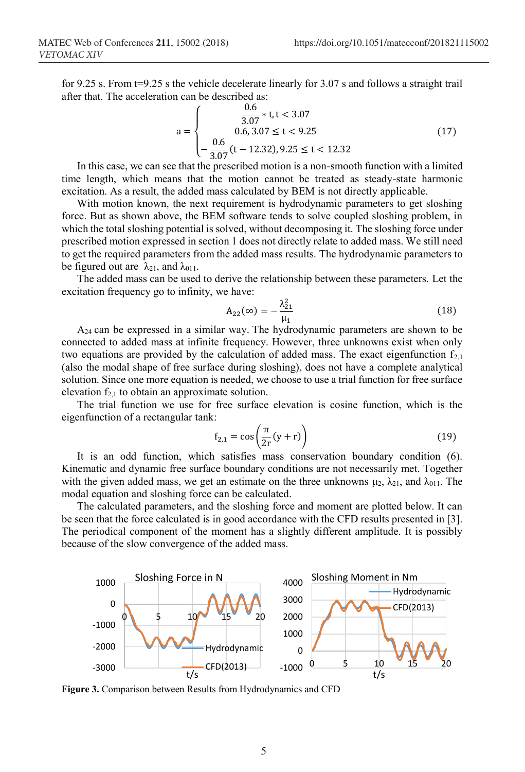for 9.25 s. From t=9.25 s the vehicle decelerate linearly for 3.07 s and follows a straight trail after that. The acceleration can be described as:

$$a = \begin{cases} \frac{0.6}{3.07} * t, t < 3.07 \\ 0.6, 3.07 \leq t < 9.25 \\ -\frac{0.6}{3.07}(t - 12.32), 9.25 \leq t < 12.32 \end{cases} \tag{17}$$

In this case, we can see that the prescribed motion is a non-smooth function with a limited time length, which means that the motion cannot be treated as steady-state harmonic excitation. As a result, the added mass calculated by BEM is not directly applicable.

With motion known, the next requirement is hydrodynamic parameters to get sloshing force. But as shown above, the BEM software tends to solve coupled sloshing problem, in which the total sloshing potential is solved, without decomposing it. The sloshing force under prescribed motion expressed in section 1 does not directly relate to added mass. We still need to get the required parameters from the added mass results. The hydrodynamic parameters to be figured out are $\lambda_{21}$, and $\lambda_{011}$.

The added mass can be used to derive the relationship between these parameters. Let the excitation frequency go to infinity, we have:

$$A_{22}(\infty) = -\frac{\lambda_{21}^2}{\mu_1} \tag{18}$$

$A_{24}$ can be expressed in a similar way. The hydrodynamic parameters are shown to be connected to added mass at infinite frequency. However, three unknowns exist when only two equations are provided by the calculation of added mass. The exact eigenfunction $f_{2,1}$ (also the modal shape of free surface during sloshing), does not have a complete analytical solution. Since one more equation is needed, we choose to use a trial function for free surface elevation $f_{2,1}$ to obtain an approximate solution.

The trial function we use for free surface elevation is cosine function, which is the eigenfunction of a rectangular tank:

$$f_{2,1} = \cos\left(\frac{\pi}{2r}(y + r)\right) \tag{19}$$

It is an odd function, which satisfies mass conservation boundary condition (6). Kinematic and dynamic free surface boundary conditions are not necessarily met. Together with the given added mass, we get an estimate on the three unknowns $\mu_2$, $\lambda_{21}$, and $\lambda_{011}$. The modal equation and sloshing force can be calculated.

The calculated parameters, and the sloshing force and moment are plotted below. It can be seen that the force calculated is in good accordance with the CFD results presented in [3]. The periodical component of the moment has a slightly different amplitude. It is possibly because of the slow convergence of the added mass.

**Figure 3.** Comparison between Results from Hydrodynamics and CFD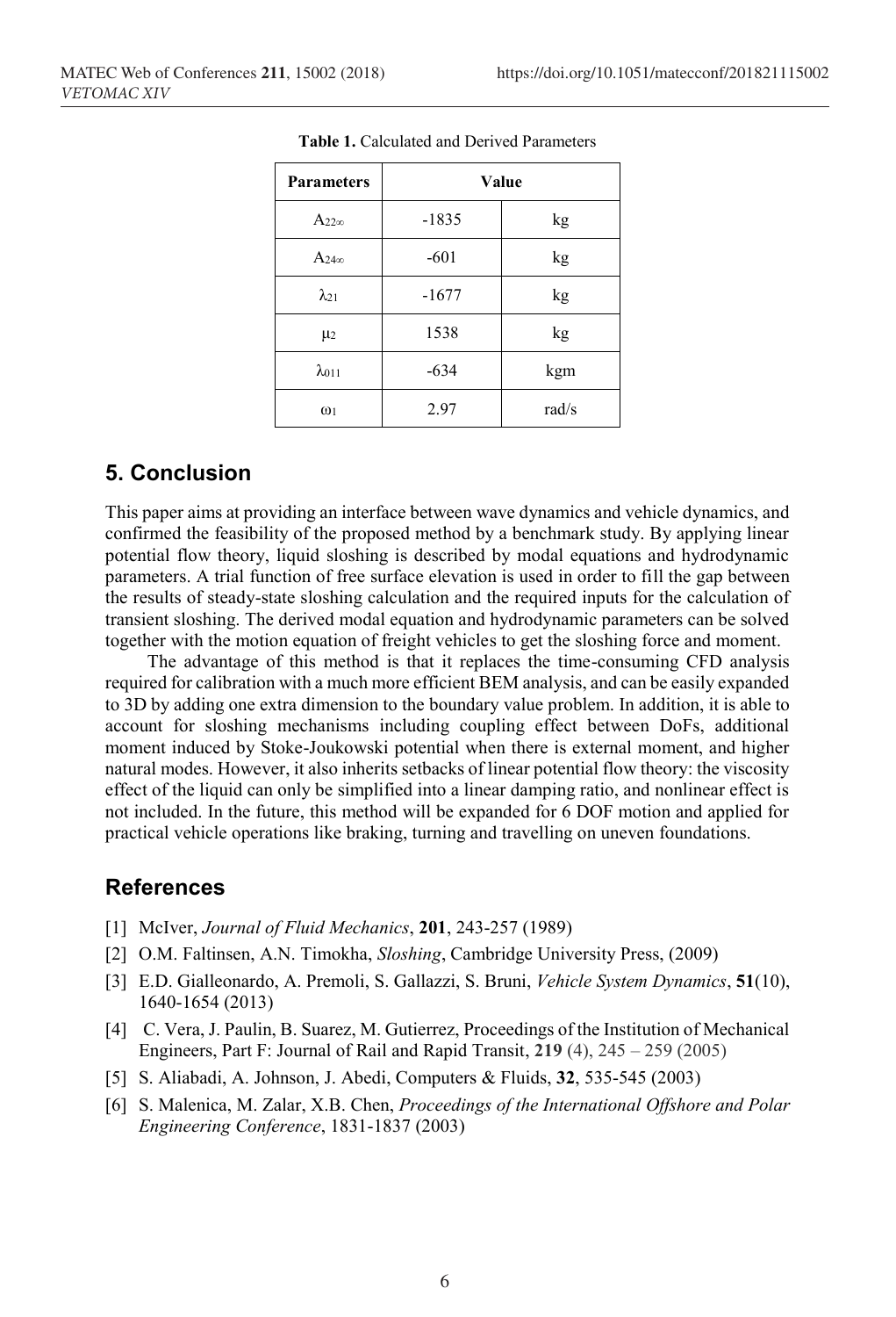**Table 1.** Calculated and Derived Parameters

| Parameters | Value | |
|---|---|---|
| $A_{22\infty}$ | -1835 | kg |
| $A_{24\infty}$ | -601 | kg |
| $\lambda_{21}$ | -1677 | kg |
| $\mu_2$ | 1538 | kg |
| $\lambda_{011}$ | -634 | kgm |
| $\omega_1$ | 2.97 | rad/s |

## 5. Conclusion

This paper aims at providing an interface between wave dynamics and vehicle dynamics, and confirmed the feasibility of the proposed method by a benchmark study. By applying linear potential flow theory, liquid sloshing is described by modal equations and hydrodynamic parameters. A trial function of free surface elevation is used in order to fill the gap between the results of steady-state sloshing calculation and the required inputs for the calculation of transient sloshing. The derived modal equation and hydrodynamic parameters can be solved together with the motion equation of freight vehicles to get the sloshing force and moment.

The advantage of this method is that it replaces the time-consuming CFD analysis required for calibration with a much more efficient BEM analysis, and can be easily expanded to 3D by adding one extra dimension to the boundary value problem. In addition, it is able to account for sloshing mechanisms including coupling effect between DoFs, additional moment induced by Stoke-Joukowski potential when there is external moment, and higher natural modes. However, it also inherits setbacks of linear potential flow theory: the viscosity effect of the liquid can only be simplified into a linear damping ratio, and nonlinear effect is not included. In the future, this method will be expanded for 6 DOF motion and applied for practical vehicle operations like braking, turning and travelling on uneven foundations.

## References

[1] McIver, *Journal of Fluid Mechanics*, **201**, 243-257 (1989)

[2] O.M. Faltinsen, A.N. Timokha, *Sloshing*, Cambridge University Press, (2009)

[3] E.D. Gialleonardo, A. Premoli, S. Gallazzi, S. Bruni, *Vehicle System Dynamics*, **51**(10), 1640-1654 (2013)

[4] C. Vera, J. Paulin, B. Suarez, M. Gutierrez, Proceedings of the Institution of Mechanical Engineers, Part F: Journal of Rail and Rapid Transit, **219** (4), 245 – 259 (2005)

[5] S. Aliabadi, A. Johnson, J. Abedi, Computers & Fluids, **32**, 535-545 (2003)

[6] S. Malenica, M. Zalar, X.B. Chen, *Proceedings of the International Offshore and Polar Engineering Conference*, 1831-1837 (2003)